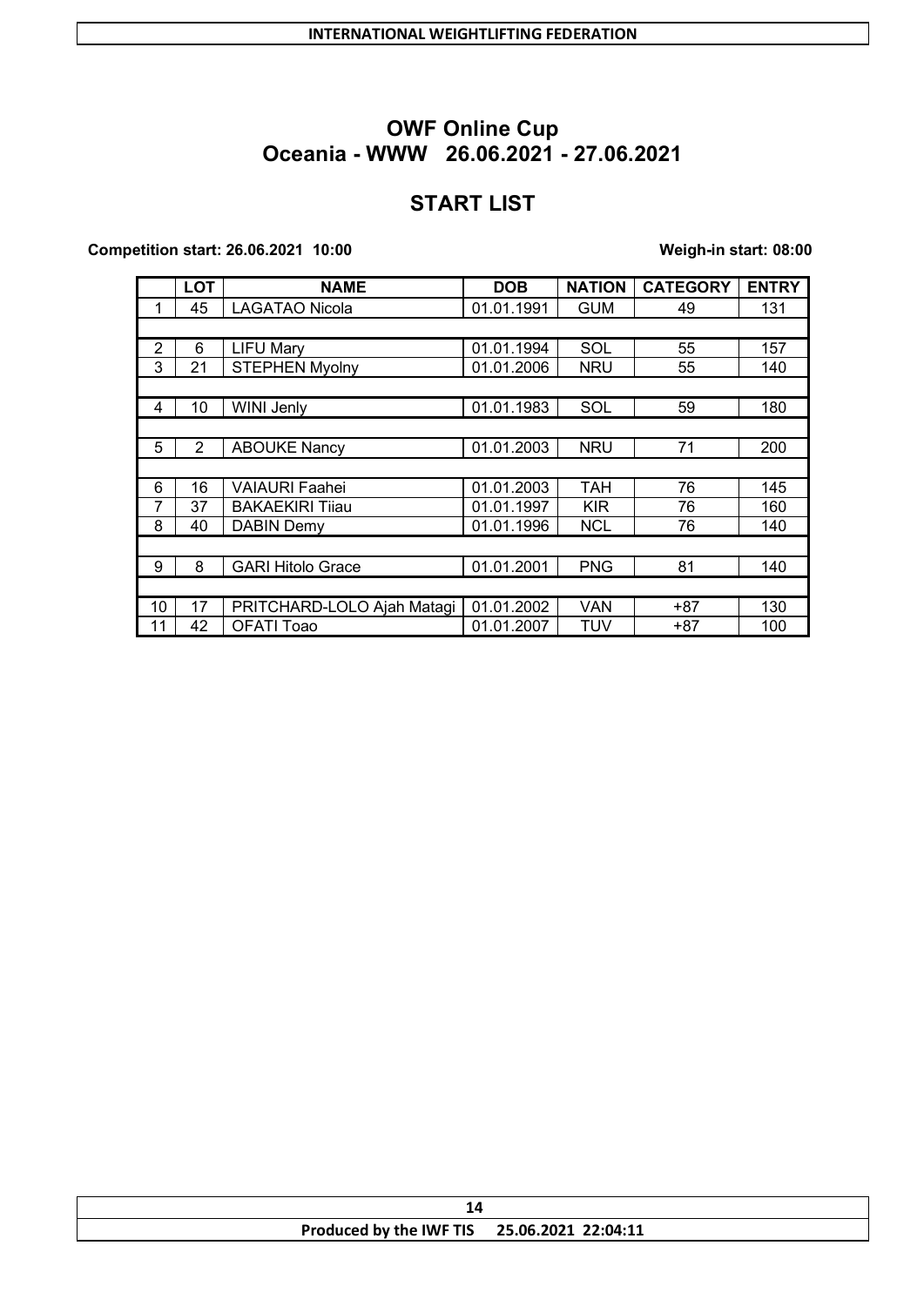## OWF Online Cup
## Oceania - WWW 26.06.2021 - 27.06.2021

## START LIST

**Competition start: 26.06.2021 10:00** **Weigh-in start: 08:00**

| | LOT | NAME | DOB | NATION | CATEGORY | ENTRY |
|---|---|---|---|---|---|---|
| 1 | 45 | LAGATAO Nicola | 01.01.1991 | GUM | 49 | 131 |
| | | | | | | |
| 2 | 6 | LIFU Mary | 01.01.1994 | SOL | 55 | 157 |
| 3 | 21 | STEPHEN Myolny | 01.01.2006 | NRU | 55 | 140 |
| | | | | | | |
| 4 | 10 | WINI Jenly | 01.01.1983 | SOL | 59 | 180 |
| | | | | | | |
| 5 | 2 | ABOUKE Nancy | 01.01.2003 | NRU | 71 | 200 |
| | | | | | | |
| 6 | 16 | VAIAURI Faahei | 01.01.2003 | TAH | 76 | 145 |
| 7 | 37 | BAKAEKIRI Tiiau | 01.01.1997 | KIR | 76 | 160 |
| 8 | 40 | DABIN Demy | 01.01.1996 | NCL | 76 | 140 |
| | | | | | | |
| 9 | 8 | GARI Hitolo Grace | 01.01.2001 | PNG | 81 | 140 |
| | | | | | | |
| 10 | 17 | PRITCHARD-LOLO Ajah Matagi | 01.01.2002 | VAN | +87 | 130 |
| 11 | 42 | OFATI Toao | 01.01.2007 | TUV | +87 | 100 |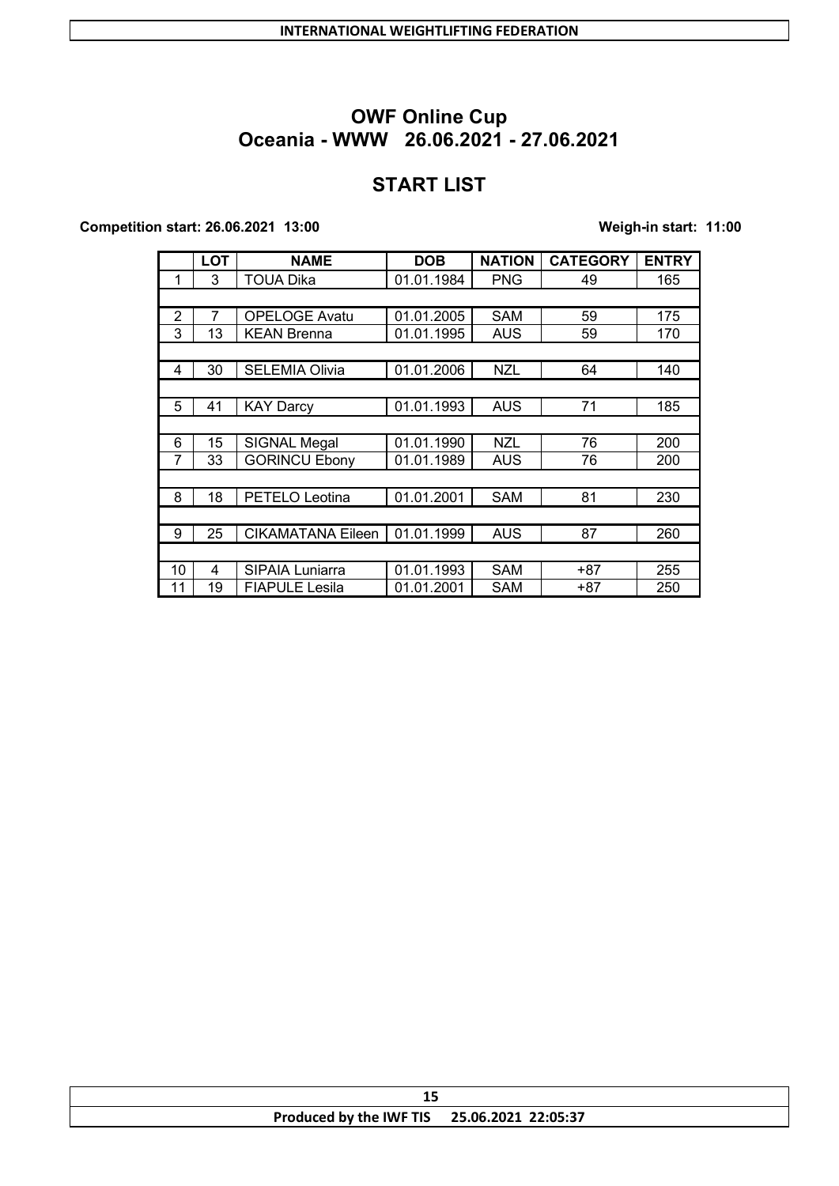## OWF Online Cup
## Oceania - WWW 26.06.2021 - 27.06.2021

## START LIST

**Competition start: 26.06.2021 13:00** **Weigh-in start: 11:00**

| | LOT | NAME | DOB | NATION | CATEGORY | ENTRY |
|---|---|---|---|---|---|---|
| 1 | 3 | TOUA Dika | 01.01.1984 | PNG | 49 | 165 |
| | | | | | | |
| 2 | 7 | OPELOGE Avatu | 01.01.2005 | SAM | 59 | 175 |
| 3 | 13 | KEAN Brenna | 01.01.1995 | AUS | 59 | 170 |
| | | | | | | |
| 4 | 30 | SELEMIA Olivia | 01.01.2006 | NZL | 64 | 140 |
| | | | | | | |
| 5 | 41 | KAY Darcy | 01.01.1993 | AUS | 71 | 185 |
| | | | | | | |
| 6 | 15 | SIGNAL Megal | 01.01.1990 | NZL | 76 | 200 |
| 7 | 33 | GORINCU Ebony | 01.01.1989 | AUS | 76 | 200 |
| | | | | | | |
| 8 | 18 | PETELO Leotina | 01.01.2001 | SAM | 81 | 230 |
| | | | | | | |
| 9 | 25 | CIKAMATANA Eileen | 01.01.1999 | AUS | 87 | 260 |
| | | | | | | |
| 10 | 4 | SIPAIA Luniarra | 01.01.1993 | SAM | +87 | 255 |
| 11 | 19 | FIAPULE Lesila | 01.01.2001 | SAM | +87 | 250 |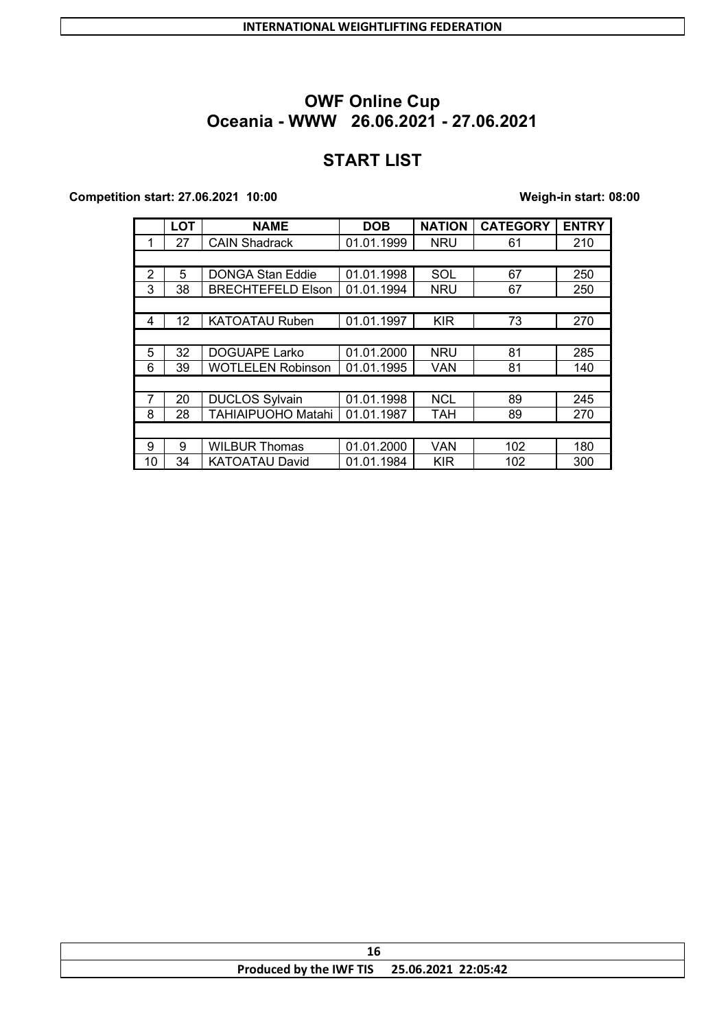## OWF Online Cup
## Oceania - WWW 26.06.2021 - 27.06.2021

## START LIST

**Competition start: 27.06.2021 10:00** **Weigh-in start: 08:00**

| | LOT | NAME | DOB | NATION | CATEGORY | ENTRY |
|---|---|---|---|---|---|---|
| 1 | 27 | CAIN Shadrack | 01.01.1999 | NRU | 61 | 210 |
| | | | | | | |
| 2 | 5 | DONGA Stan Eddie | 01.01.1998 | SOL | 67 | 250 |
| 3 | 38 | BRECHTEFELD Elson | 01.01.1994 | NRU | 67 | 250 |
| | | | | | | |
| 4 | 12 | KATOATAU Ruben | 01.01.1997 | KIR | 73 | 270 |
| | | | | | | |
| 5 | 32 | DOGUAPE Larko | 01.01.2000 | NRU | 81 | 285 |
| 6 | 39 | WOTLELEN Robinson | 01.01.1995 | VAN | 81 | 140 |
| | | | | | | |
| 7 | 20 | DUCLOS Sylvain | 01.01.1998 | NCL | 89 | 245 |
| 8 | 28 | TAHIAIPUOHO Matahi | 01.01.1987 | TAH | 89 | 270 |
| | | | | | | |
| 9 | 9 | WILBUR Thomas | 01.01.2000 | VAN | 102 | 180 |
| 10 | 34 | KATOATAU David | 01.01.1984 | KIR | 102 | 300 |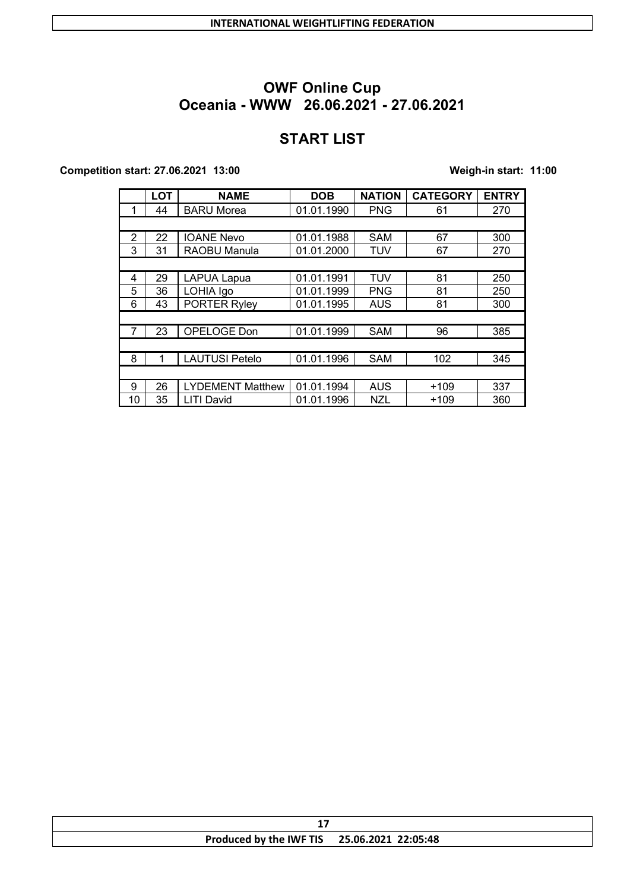## OWF Online Cup
## Oceania - WWW 26.06.2021 - 27.06.2021

## START LIST

**Competition start: 27.06.2021 13:00** **Weigh-in start: 11:00**

| | LOT | NAME | DOB | NATION | CATEGORY | ENTRY |
|---|---|---|---|---|---|---|
| 1 | 44 | BARU Morea | 01.01.1990 | PNG | 61 | 270 |
| | | | | | | |
| 2 | 22 | IOANE Nevo | 01.01.1988 | SAM | 67 | 300 |
| 3 | 31 | RAOBU Manula | 01.01.2000 | TUV | 67 | 270 |
| | | | | | | |
| 4 | 29 | LAPUA Lapua | 01.01.1991 | TUV | 81 | 250 |
| 5 | 36 | LOHIA Igo | 01.01.1999 | PNG | 81 | 250 |
| 6 | 43 | PORTER Ryley | 01.01.1995 | AUS | 81 | 300 |
| | | | | | | |
| 7 | 23 | OPELOGE Don | 01.01.1999 | SAM | 96 | 385 |
| | | | | | | |
| 8 | 1 | LAUTUSI Petelo | 01.01.1996 | SAM | 102 | 345 |
| | | | | | | |
| 9 | 26 | LYDEMENT Matthew | 01.01.1994 | AUS | +109 | 337 |
| 10 | 35 | LITI David | 01.01.1996 | NZL | +109 | 360 |

**Produced by the IWF TIS 25.06.2021 22:05:48**